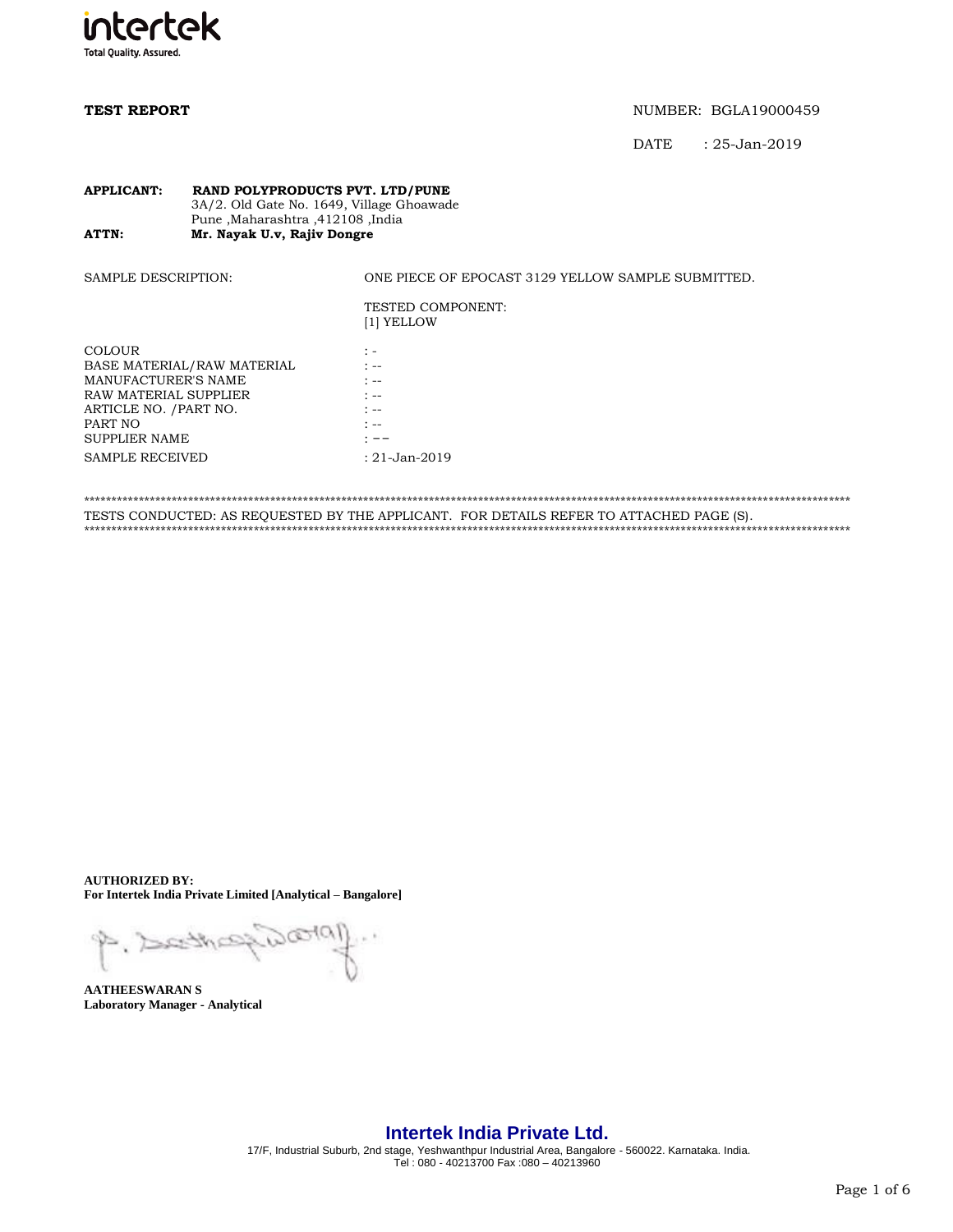intertek
Total Quality. Assured.

**TEST REPORT**

NUMBER: BGLA19000459

DATE : 25-Jan-2019

**APPLICANT:** **RAND POLYPRODUCTS PVT. LTD/PUNE**
3A/2. Old Gate No. 1649, Village Ghoawade
Pune ,Maharashtra ,412108 ,India

**ATTN:** **Mr. Nayak U.v, Rajiv Dongre**

SAMPLE DESCRIPTION: ONE PIECE OF EPOCAST 3129 YELLOW SAMPLE SUBMITTED.

TESTED COMPONENT:
[1] YELLOW

| | |
|---|---|
| COLOUR | : - |
| BASE MATERIAL/RAW MATERIAL | : -- |
| MANUFACTURER'S NAME | : -- |
| RAW MATERIAL SUPPLIER | : -- |
| ARTICLE NO. /PART NO. | : -- |
| PART NO | : -- |
| SUPPLIER NAME | : -- |
| SAMPLE RECEIVED | : 21-Jan-2019 |

*******************************************************************************************************************

TESTS CONDUCTED: AS REQUESTED BY THE APPLICANT. FOR DETAILS REFER TO ATTACHED PAGE (S).

*******************************************************************************************************************

**AUTHORIZED BY:**
**For Intertek India Private Limited [Analytical – Bangalore]**

**AATHEESWARAN S**
**Laboratory Manager - Analytical**

**Intertek India Private Ltd.**
17/F, Industrial Suburb, 2nd stage, Yeshwanthpur Industrial Area, Bangalore - 560022. Karnataka. India.
Tel : 080 - 40213700 Fax :080 – 40213960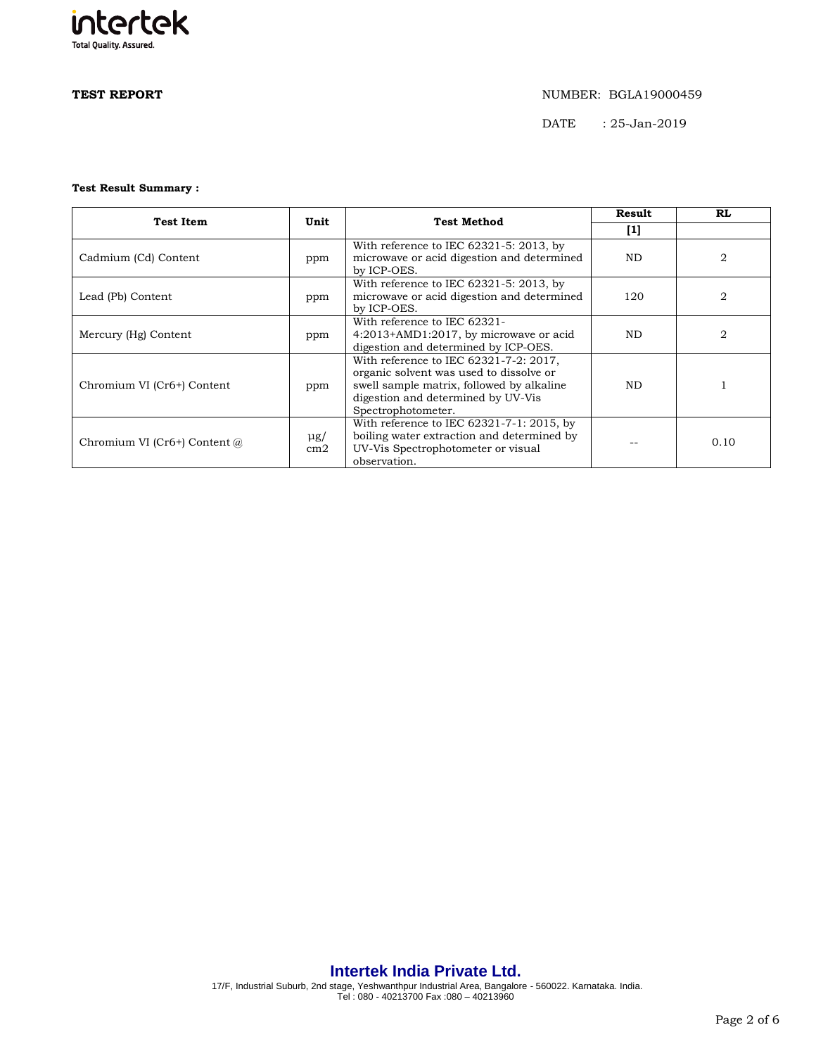**TEST REPORT**

NUMBER: BGLA19000459

DATE : 25-Jan-2019

**Test Result Summary :**

| Test Item | Unit | Test Method | Result | RL |
|---|---|---|---|---|
| | | | [1] | |
| Cadmium (Cd) Content | ppm | With reference to IEC 62321-5: 2013, by microwave or acid digestion and determined by ICP-OES. | ND | 2 |
| Lead (Pb) Content | ppm | With reference to IEC 62321-5: 2013, by microwave or acid digestion and determined by ICP-OES. | 120 | 2 |
| Mercury (Hg) Content | ppm | With reference to IEC 62321-4:2013+AMD1:2017, by microwave or acid digestion and determined by ICP-OES. | ND | 2 |
| Chromium VI (Cr6+) Content | ppm | With reference to IEC 62321-7-2: 2017, organic solvent was used to dissolve or swell sample matrix, followed by alkaline digestion and determined by UV-Vis Spectrophotometer. | ND | 1 |
| Chromium VI (Cr6+) Content @ | μg/cm2 | With reference to IEC 62321-7-1: 2015, by boiling water extraction and determined by UV-Vis Spectrophotometer or visual observation. | -- | 0.10 |

**Intertek India Private Ltd.**

17/F, Industrial Suburb, 2nd stage, Yeshwanthpur Industrial Area, Bangalore - 560022. Karnataka. India.
Tel : 080 - 40213700 Fax :080 – 40213960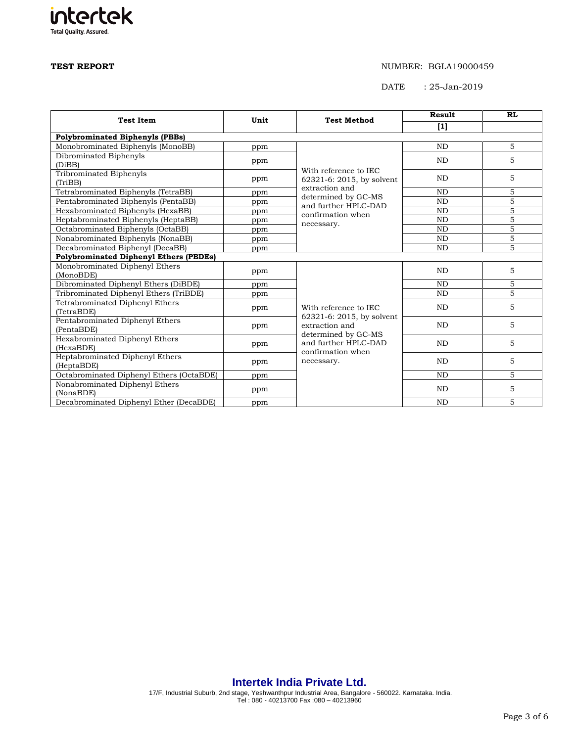**TEST REPORT**

NUMBER: BGLA19000459

DATE : 25-Jan-2019

| Test Item | Unit | Test Method | Result | RL |
|---|---|---|---|---|
| | | | [1] | |
| **Polybrominated Biphenyls (PBBs)** | | | | |
| Monobrominated Biphenyls (MonoBB) | ppm | With reference to IEC 62321-6: 2015, by solvent extraction and determined by GC-MS and further HPLC-DAD confirmation when necessary. | ND | 5 |
| Dibrominated Biphenyls (DiBB) | ppm | | ND | 5 |
| Tribrominated Biphenyls (TriBB) | ppm | | ND | 5 |
| Tetrabrominated Biphenyls (TetraBB) | ppm | | ND | 5 |
| Pentabrominated Biphenyls (PentaBB) | ppm | | ND | 5 |
| Hexabrominated Biphenyls (HexaBB) | ppm | | ND | 5 |
| Heptabrominated Biphenyls (HeptaBB) | ppm | | ND | 5 |
| Octabrominated Biphenyls (OctaBB) | ppm | | ND | 5 |
| Nonabrominated Biphenyls (NonaBB) | ppm | | ND | 5 |
| Decabrominated Biphenyl (DecaBB) | ppm | | ND | 5 |
| **Polybrominated Diphenyl Ethers (PBDEs)** | | | | |
| Monobrominated Diphenyl Ethers (MonoBDE) | ppm | With reference to IEC 62321-6: 2015, by solvent extraction and determined by GC-MS and further HPLC-DAD confirmation when necessary. | ND | 5 |
| Dibrominated Diphenyl Ethers (DiBDE) | ppm | | ND | 5 |
| Tribrominated Diphenyl Ethers (TriBDE) | ppm | | ND | 5 |
| Tetrabrominated Diphenyl Ethers (TetraBDE) | ppm | | ND | 5 |
| Pentabrominated Diphenyl Ethers (PentaBDE) | ppm | | ND | 5 |
| Hexabrominated Diphenyl Ethers (HexaBDE) | ppm | | ND | 5 |
| Heptabrominated Diphenyl Ethers (HeptaBDE) | ppm | | ND | 5 |
| Octabrominated Diphenyl Ethers (OctaBDE) | ppm | | ND | 5 |
| Nonabrominated Diphenyl Ethers (NonaBDE) | ppm | | ND | 5 |
| Decabrominated Diphenyl Ether (DecaBDE) | ppm | | ND | 5 |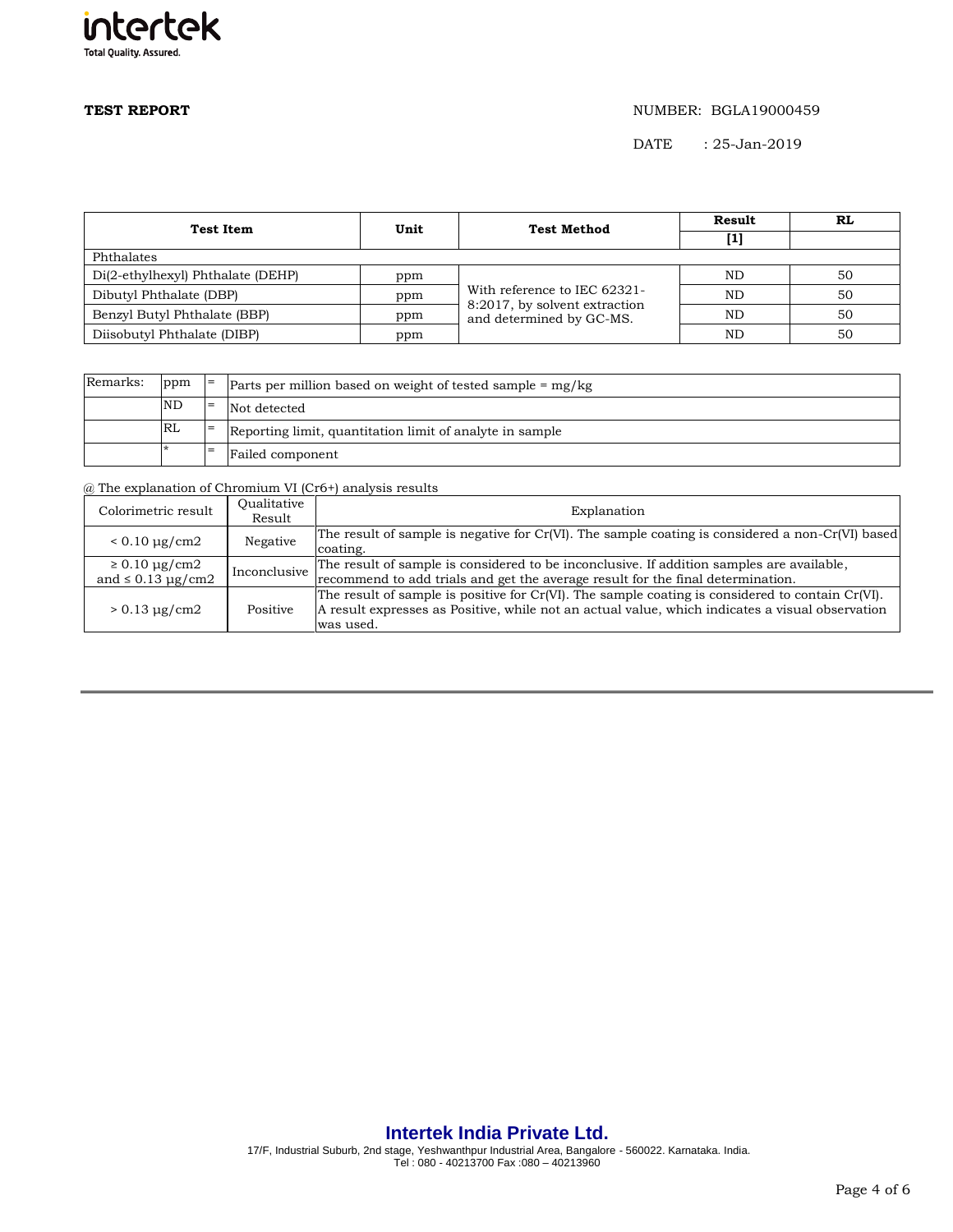**TEST REPORT**

NUMBER: BGLA19000459

DATE : 25-Jan-2019

| Test Item | Unit | Test Method | Result [1] | RL |
|---|---|---|---|---|
| Phthalates | | | | |
| Di(2-ethylhexyl) Phthalate (DEHP) | ppm | With reference to IEC 62321-8:2017, by solvent extraction and determined by GC-MS. | ND | 50 |
| Dibutyl Phthalate (DBP) | ppm | | ND | 50 |
| Benzyl Butyl Phthalate (BBP) | ppm | | ND | 50 |
| Diisobutyl Phthalate (DIBP) | ppm | | ND | 50 |

| Remarks: | ppm | = | Parts per million based on weight of tested sample = mg/kg |
|---|---|---|---|
| | ND | = | Not detected |
| | RL | = | Reporting limit, quantitation limit of analyte in sample |
| | * | = | Failed component |

@ The explanation of Chromium VI (Cr6+) analysis results

| Colorimetric result | Qualitative Result | Explanation |
|---|---|---|
| < 0.10 µg/cm2 | Negative | The result of sample is negative for Cr(VI). The sample coating is considered a non-Cr(VI) based coating. |
| ≥ 0.10 µg/cm2 and ≤ 0.13 µg/cm2 | Inconclusive | The result of sample is considered to be inconclusive. If addition samples are available, recommend to add trials and get the average result for the final determination. |
| > 0.13 µg/cm2 | Positive | The result of sample is positive for Cr(VI). The sample coating is considered to contain Cr(VI). A result expresses as Positive, while not an actual value, which indicates a visual observation was used. |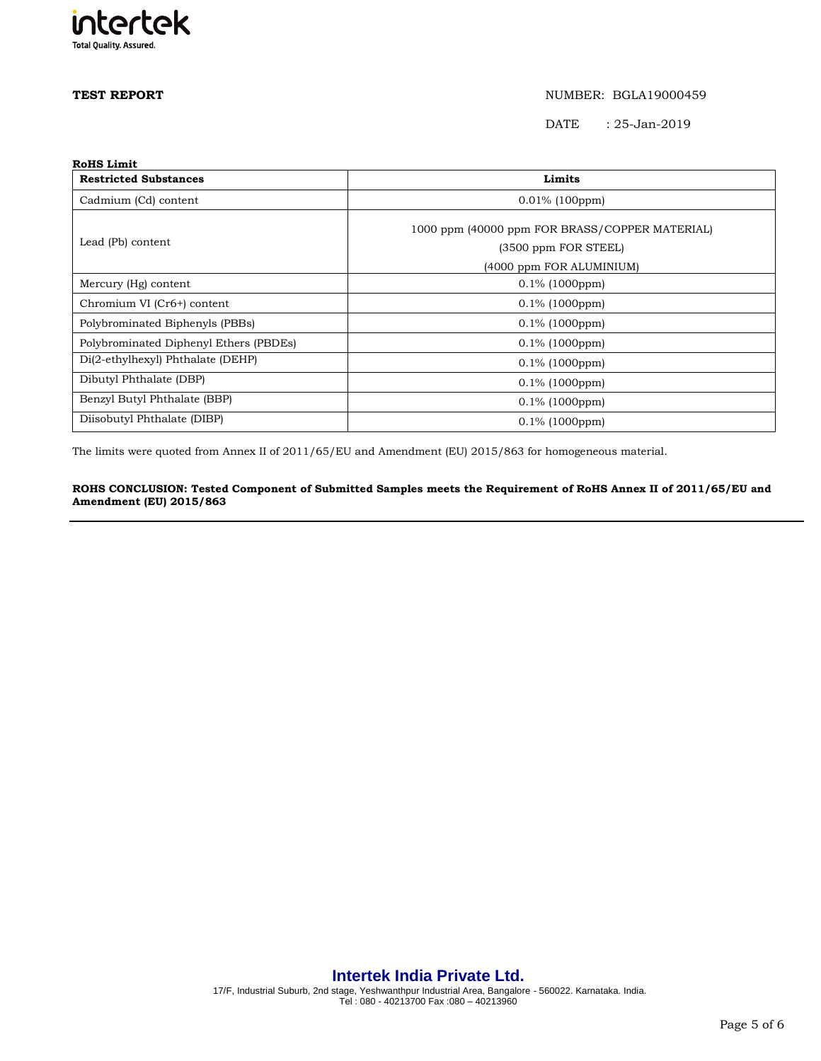**TEST REPORT**

NUMBER: BGLA19000459

DATE : 25-Jan-2019

**RoHS Limit**

| **Restricted Substances** | **Limits** |
|---|---|
| Cadmium (Cd) content | 0.01% (100ppm) |
| Lead (Pb) content | 1000 ppm (40000 ppm FOR BRASS/COPPER MATERIAL) (3500 ppm FOR STEEL) (4000 ppm FOR ALUMINIUM) |
| Mercury (Hg) content | 0.1% (1000ppm) |
| Chromium VI (Cr6+) content | 0.1% (1000ppm) |
| Polybrominated Biphenyls (PBBs) | 0.1% (1000ppm) |
| Polybrominated Diphenyl Ethers (PBDEs) | 0.1% (1000ppm) |
| Di(2-ethylhexyl) Phthalate (DEHP) | 0.1% (1000ppm) |
| Dibutyl Phthalate (DBP) | 0.1% (1000ppm) |
| Benzyl Butyl Phthalate (BBP) | 0.1% (1000ppm) |
| Diisobutyl Phthalate (DIBP) | 0.1% (1000ppm) |

The limits were quoted from Annex II of 2011/65/EU and Amendment (EU) 2015/863 for homogeneous material.

**ROHS CONCLUSION: Tested Component of Submitted Samples meets the Requirement of RoHS Annex II of 2011/65/EU and Amendment (EU) 2015/863**

**Intertek India Private Ltd.**

17/F, Industrial Suburb, 2nd stage, Yeshwanthpur Industrial Area, Bangalore - 560022. Karnataka. India.
Tel : 080 - 40213700 Fax :080 – 40213960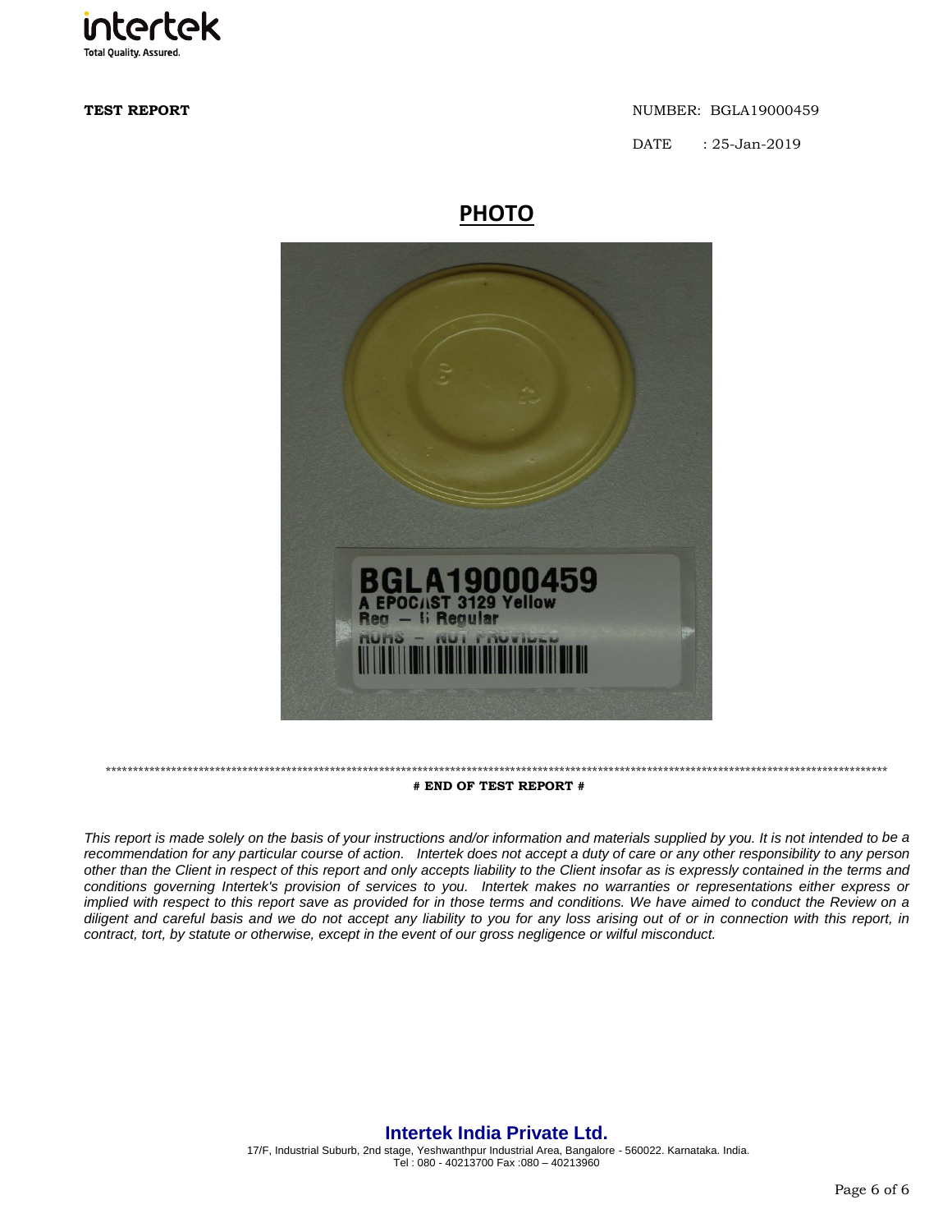**TEST REPORT**

NUMBER: BGLA19000459

DATE : 25-Jan-2019

## PHOTO

****************************************************************************************************************************************************

**# END OF TEST REPORT #**

*This report is made solely on the basis of your instructions and/or information and materials supplied by you. It is not intended to be a recommendation for any particular course of action. Intertek does not accept a duty of care or any other responsibility to any person other than the Client in respect of this report and only accepts liability to the Client insofar as is expressly contained in the terms and conditions governing Intertek's provision of services to you. Intertek makes no warranties or representations either express or implied with respect to this report save as provided for in those terms and conditions. We have aimed to conduct the Review on a diligent and careful basis and we do not accept any liability to you for any loss arising out of or in connection with this report, in contract, tort, by statute or otherwise, except in the event of our gross negligence or wilful misconduct.*

**Intertek India Private Ltd.**

17/F, Industrial Suburb, 2nd stage, Yeshwanthpur Industrial Area, Bangalore - 560022. Karnataka. India.
Tel : 080 - 40213700 Fax :080 – 40213960